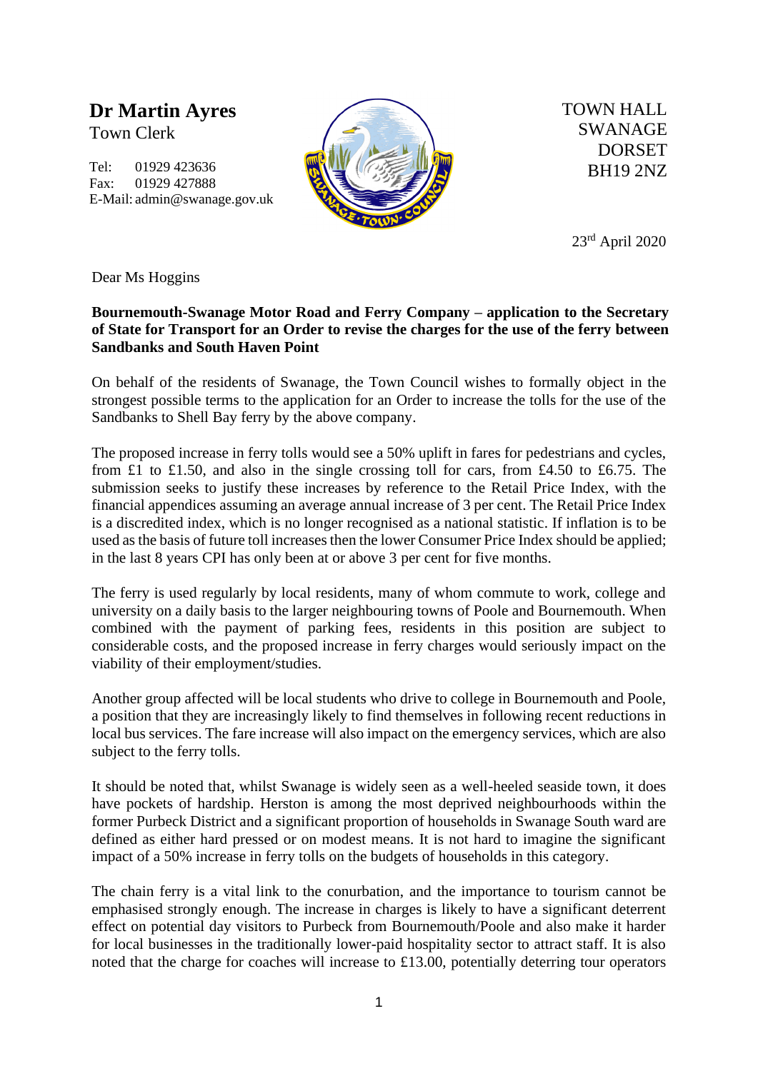**Dr Martin Ayres**
Town Clerk

Tel: 01929 423636
Fax: 01929 427888
E-Mail: admin@swanage.gov.uk

TOWN HALL
SWANAGE
DORSET
BH19 2NZ

23rd April 2020

Dear Ms Hoggins

**Bournemouth-Swanage Motor Road and Ferry Company – application to the Secretary of State for Transport for an Order to revise the charges for the use of the ferry between Sandbanks and South Haven Point**

On behalf of the residents of Swanage, the Town Council wishes to formally object in the strongest possible terms to the application for an Order to increase the tolls for the use of the Sandbanks to Shell Bay ferry by the above company.

The proposed increase in ferry tolls would see a 50% uplift in fares for pedestrians and cycles, from £1 to £1.50, and also in the single crossing toll for cars, from £4.50 to £6.75. The submission seeks to justify these increases by reference to the Retail Price Index, with the financial appendices assuming an average annual increase of 3 per cent. The Retail Price Index is a discredited index, which is no longer recognised as a national statistic. If inflation is to be used as the basis of future toll increases then the lower Consumer Price Index should be applied; in the last 8 years CPI has only been at or above 3 per cent for five months.

The ferry is used regularly by local residents, many of whom commute to work, college and university on a daily basis to the larger neighbouring towns of Poole and Bournemouth. When combined with the payment of parking fees, residents in this position are subject to considerable costs, and the proposed increase in ferry charges would seriously impact on the viability of their employment/studies.

Another group affected will be local students who drive to college in Bournemouth and Poole, a position that they are increasingly likely to find themselves in following recent reductions in local bus services. The fare increase will also impact on the emergency services, which are also subject to the ferry tolls.

It should be noted that, whilst Swanage is widely seen as a well-heeled seaside town, it does have pockets of hardship. Herston is among the most deprived neighbourhoods within the former Purbeck District and a significant proportion of households in Swanage South ward are defined as either hard pressed or on modest means. It is not hard to imagine the significant impact of a 50% increase in ferry tolls on the budgets of households in this category.

The chain ferry is a vital link to the conurbation, and the importance to tourism cannot be emphasised strongly enough. The increase in charges is likely to have a significant deterrent effect on potential day visitors to Purbeck from Bournemouth/Poole and also make it harder for local businesses in the traditionally lower-paid hospitality sector to attract staff. It is also noted that the charge for coaches will increase to £13.00, potentially deterring tour operators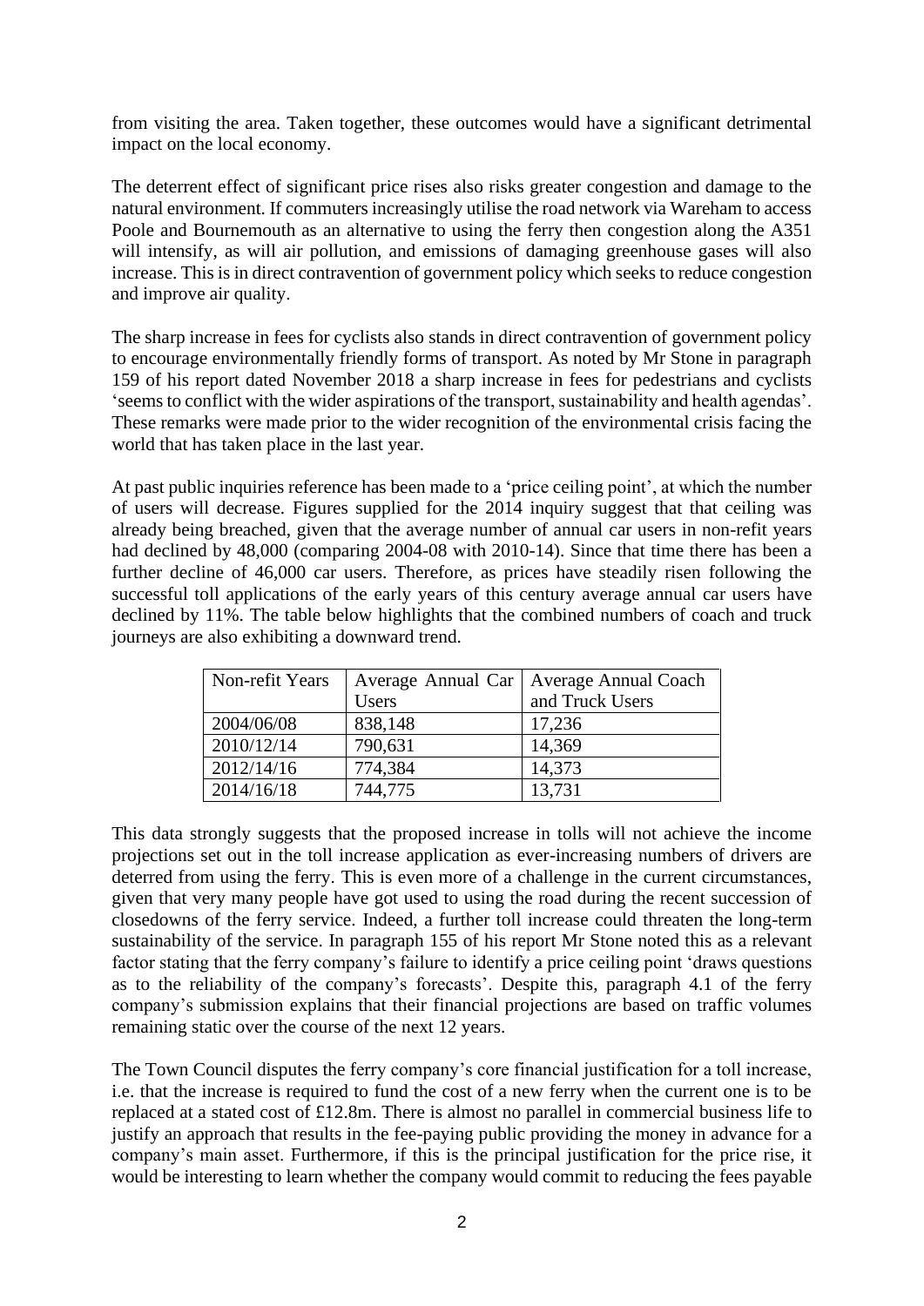from visiting the area. Taken together, these outcomes would have a significant detrimental impact on the local economy.

The deterrent effect of significant price rises also risks greater congestion and damage to the natural environment. If commuters increasingly utilise the road network via Wareham to access Poole and Bournemouth as an alternative to using the ferry then congestion along the A351 will intensify, as will air pollution, and emissions of damaging greenhouse gases will also increase. This is in direct contravention of government policy which seeks to reduce congestion and improve air quality.

The sharp increase in fees for cyclists also stands in direct contravention of government policy to encourage environmentally friendly forms of transport. As noted by Mr Stone in paragraph 159 of his report dated November 2018 a sharp increase in fees for pedestrians and cyclists 'seems to conflict with the wider aspirations of the transport, sustainability and health agendas'. These remarks were made prior to the wider recognition of the environmental crisis facing the world that has taken place in the last year.

At past public inquiries reference has been made to a 'price ceiling point', at which the number of users will decrease. Figures supplied for the 2014 inquiry suggest that that ceiling was already being breached, given that the average number of annual car users in non-refit years had declined by 48,000 (comparing 2004-08 with 2010-14). Since that time there has been a further decline of 46,000 car users. Therefore, as prices have steadily risen following the successful toll applications of the early years of this century average annual car users have declined by 11%. The table below highlights that the combined numbers of coach and truck journeys are also exhibiting a downward trend.

| Non-refit Years | Average Annual Car Users | Average Annual Coach and Truck Users |
|---|---|---|
| 2004/06/08 | 838,148 | 17,236 |
| 2010/12/14 | 790,631 | 14,369 |
| 2012/14/16 | 774,384 | 14,373 |
| 2014/16/18 | 744,775 | 13,731 |

This data strongly suggests that the proposed increase in tolls will not achieve the income projections set out in the toll increase application as ever-increasing numbers of drivers are deterred from using the ferry. This is even more of a challenge in the current circumstances, given that very many people have got used to using the road during the recent succession of closedowns of the ferry service. Indeed, a further toll increase could threaten the long-term sustainability of the service. In paragraph 155 of his report Mr Stone noted this as a relevant factor stating that the ferry company's failure to identify a price ceiling point 'draws questions as to the reliability of the company's forecasts'. Despite this, paragraph 4.1 of the ferry company's submission explains that their financial projections are based on traffic volumes remaining static over the course of the next 12 years.

The Town Council disputes the ferry company's core financial justification for a toll increase, i.e. that the increase is required to fund the cost of a new ferry when the current one is to be replaced at a stated cost of £12.8m. There is almost no parallel in commercial business life to justify an approach that results in the fee-paying public providing the money in advance for a company's main asset. Furthermore, if this is the principal justification for the price rise, it would be interesting to learn whether the company would commit to reducing the fees payable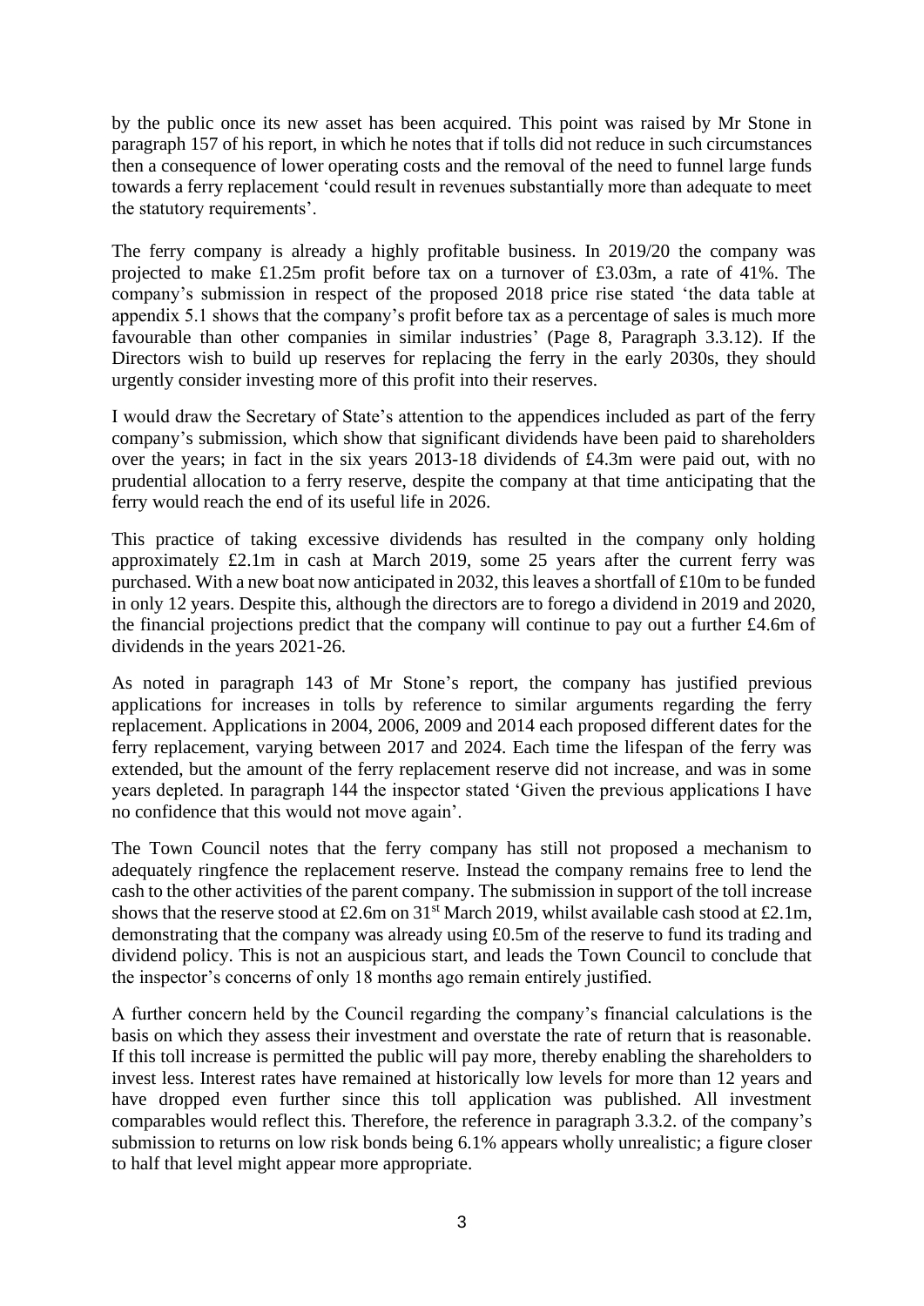by the public once its new asset has been acquired. This point was raised by Mr Stone in paragraph 157 of his report, in which he notes that if tolls did not reduce in such circumstances then a consequence of lower operating costs and the removal of the need to funnel large funds towards a ferry replacement 'could result in revenues substantially more than adequate to meet the statutory requirements'.

The ferry company is already a highly profitable business. In 2019/20 the company was projected to make £1.25m profit before tax on a turnover of £3.03m, a rate of 41%. The company's submission in respect of the proposed 2018 price rise stated 'the data table at appendix 5.1 shows that the company's profit before tax as a percentage of sales is much more favourable than other companies in similar industries' (Page 8, Paragraph 3.3.12). If the Directors wish to build up reserves for replacing the ferry in the early 2030s, they should urgently consider investing more of this profit into their reserves.

I would draw the Secretary of State's attention to the appendices included as part of the ferry company's submission, which show that significant dividends have been paid to shareholders over the years; in fact in the six years 2013-18 dividends of £4.3m were paid out, with no prudential allocation to a ferry reserve, despite the company at that time anticipating that the ferry would reach the end of its useful life in 2026.

This practice of taking excessive dividends has resulted in the company only holding approximately £2.1m in cash at March 2019, some 25 years after the current ferry was purchased. With a new boat now anticipated in 2032, this leaves a shortfall of £10m to be funded in only 12 years. Despite this, although the directors are to forego a dividend in 2019 and 2020, the financial projections predict that the company will continue to pay out a further £4.6m of dividends in the years 2021-26.

As noted in paragraph 143 of Mr Stone's report, the company has justified previous applications for increases in tolls by reference to similar arguments regarding the ferry replacement. Applications in 2004, 2006, 2009 and 2014 each proposed different dates for the ferry replacement, varying between 2017 and 2024. Each time the lifespan of the ferry was extended, but the amount of the ferry replacement reserve did not increase, and was in some years depleted. In paragraph 144 the inspector stated 'Given the previous applications I have no confidence that this would not move again'.

The Town Council notes that the ferry company has still not proposed a mechanism to adequately ringfence the replacement reserve. Instead the company remains free to lend the cash to the other activities of the parent company. The submission in support of the toll increase shows that the reserve stood at £2.6m on 31st March 2019, whilst available cash stood at £2.1m, demonstrating that the company was already using £0.5m of the reserve to fund its trading and dividend policy. This is not an auspicious start, and leads the Town Council to conclude that the inspector's concerns of only 18 months ago remain entirely justified.

A further concern held by the Council regarding the company's financial calculations is the basis on which they assess their investment and overstate the rate of return that is reasonable. If this toll increase is permitted the public will pay more, thereby enabling the shareholders to invest less. Interest rates have remained at historically low levels for more than 12 years and have dropped even further since this toll application was published. All investment comparables would reflect this. Therefore, the reference in paragraph 3.3.2. of the company's submission to returns on low risk bonds being 6.1% appears wholly unrealistic; a figure closer to half that level might appear more appropriate.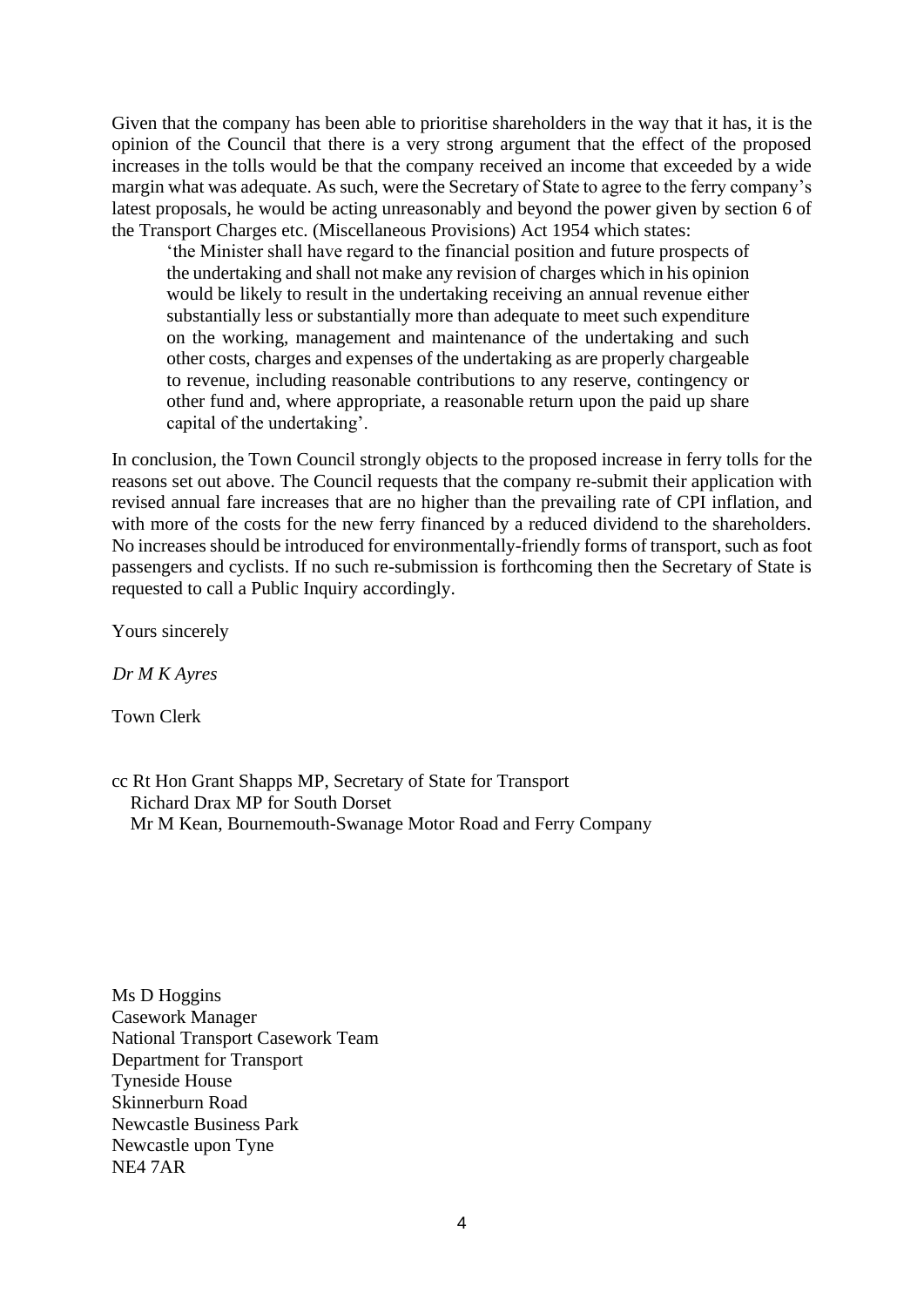Given that the company has been able to prioritise shareholders in the way that it has, it is the opinion of the Council that there is a very strong argument that the effect of the proposed increases in the tolls would be that the company received an income that exceeded by a wide margin what was adequate. As such, were the Secretary of State to agree to the ferry company's latest proposals, he would be acting unreasonably and beyond the power given by section 6 of the Transport Charges etc. (Miscellaneous Provisions) Act 1954 which states:

> 'the Minister shall have regard to the financial position and future prospects of the undertaking and shall not make any revision of charges which in his opinion would be likely to result in the undertaking receiving an annual revenue either substantially less or substantially more than adequate to meet such expenditure on the working, management and maintenance of the undertaking and such other costs, charges and expenses of the undertaking as are properly chargeable to revenue, including reasonable contributions to any reserve, contingency or other fund and, where appropriate, a reasonable return upon the paid up share capital of the undertaking'.

In conclusion, the Town Council strongly objects to the proposed increase in ferry tolls for the reasons set out above. The Council requests that the company re-submit their application with revised annual fare increases that are no higher than the prevailing rate of CPI inflation, and with more of the costs for the new ferry financed by a reduced dividend to the shareholders. No increases should be introduced for environmentally-friendly forms of transport, such as foot passengers and cyclists. If no such re-submission is forthcoming then the Secretary of State is requested to call a Public Inquiry accordingly.

Yours sincerely

*Dr M K Ayres*

Town Clerk

cc Rt Hon Grant Shapps MP, Secretary of State for Transport
Richard Drax MP for South Dorset
Mr M Kean, Bournemouth-Swanage Motor Road and Ferry Company

Ms D Hoggins
Casework Manager
National Transport Casework Team
Department for Transport
Tyneside House
Skinnerburn Road
Newcastle Business Park
Newcastle upon Tyne
NE4 7AR